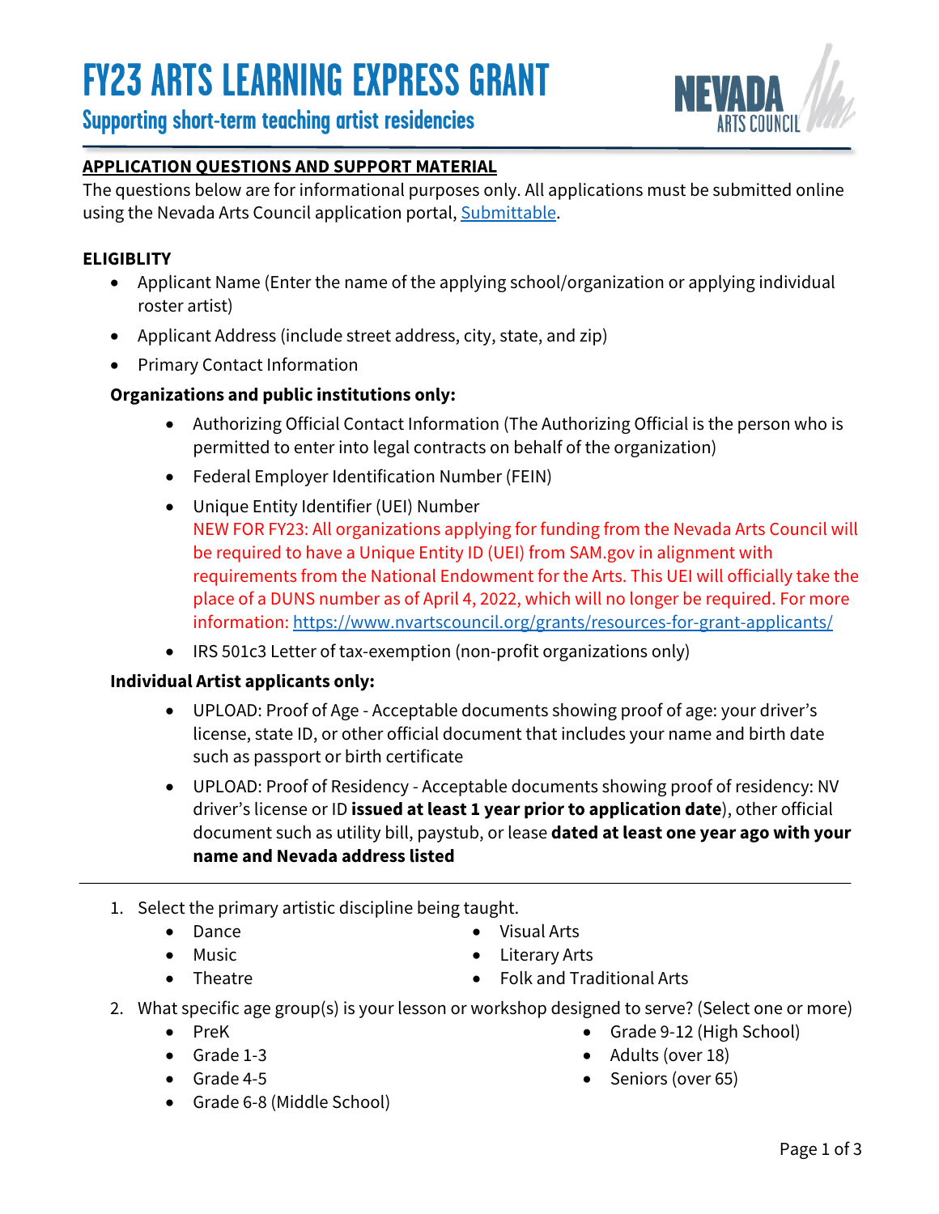# FY23 ARTS LEARNING EXPRESS GRANT

## Supporting short-term teaching artist residencies

**APPLICATION QUESTIONS AND SUPPORT MATERIAL**

The questions below are for informational purposes only. All applications must be submitted online using the Nevada Arts Council application portal, [Submittable](Submittable).

**ELIGIBLITY**

- Applicant Name (Enter the name of the applying school/organization or applying individual roster artist)
- Applicant Address (include street address, city, state, and zip)
- Primary Contact Information

**Organizations and public institutions only:**

- Authorizing Official Contact Information (The Authorizing Official is the person who is permitted to enter into legal contracts on behalf of the organization)
- Federal Employer Identification Number (FEIN)
- Unique Entity Identifier (UEI) Number
  NEW FOR FY23: All organizations applying for funding from the Nevada Arts Council will be required to have a Unique Entity ID (UEI) from SAM.gov in alignment with requirements from the National Endowment for the Arts. This UEI will officially take the place of a DUNS number as of April 4, 2022, which will no longer be required. For more information: https://www.nvartscouncil.org/grants/resources-for-grant-applicants/
- IRS 501c3 Letter of tax-exemption (non-profit organizations only)

**Individual Artist applicants only:**

- UPLOAD: Proof of Age - Acceptable documents showing proof of age: your driver's license, state ID, or other official document that includes your name and birth date such as passport or birth certificate
- UPLOAD: Proof of Residency - Acceptable documents showing proof of residency: NV driver's license or ID **issued at least 1 year prior to application date**), other official document such as utility bill, paystub, or lease **dated at least one year ago with your name and Nevada address listed**

---

1. Select the primary artistic discipline being taught.
   - Dance
   - Music
   - Theatre
   - Visual Arts
   - Literary Arts
   - Folk and Traditional Arts
2. What specific age group(s) is your lesson or workshop designed to serve? (Select one or more)
   - PreK
   - Grade 1-3
   - Grade 4-5
   - Grade 6-8 (Middle School)
   - Grade 9-12 (High School)
   - Adults (over 18)
   - Seniors (over 65)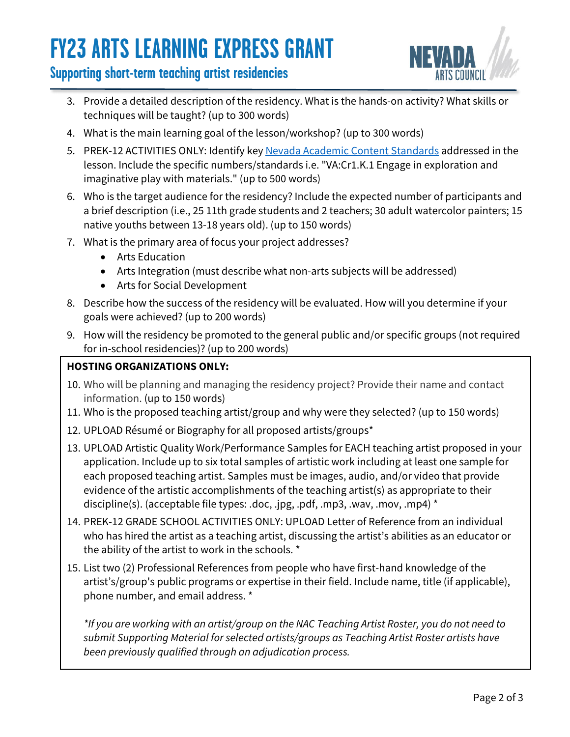3. Provide a detailed description of the residency. What is the hands-on activity? What skills or techniques will be taught? (up to 300 words)
4. What is the main learning goal of the lesson/workshop? (up to 300 words)
5. PREK-12 ACTIVITIES ONLY: Identify key [Nevada Academic Content Standards]() addressed in the lesson. Include the specific numbers/standards i.e. "VA:Cr1.K.1 Engage in exploration and imaginative play with materials." (up to 500 words)
6. Who is the target audience for the residency? Include the expected number of participants and a brief description (i.e., 25 11th grade students and 2 teachers; 30 adult watercolor painters; 15 native youths between 13-18 years old). (up to 150 words)
7. What is the primary area of focus your project addresses?
   - Arts Education
   - Arts Integration (must describe what non-arts subjects will be addressed)
   - Arts for Social Development
8. Describe how the success of the residency will be evaluated. How will you determine if your goals were achieved? (up to 200 words)
9. How will the residency be promoted to the general public and/or specific groups (not required for in-school residencies)? (up to 200 words)

**HOSTING ORGANIZATIONS ONLY:**

10. Who will be planning and managing the residency project? Provide their name and contact information. (up to 150 words)
11. Who is the proposed teaching artist/group and why were they selected? (up to 150 words)
12. UPLOAD Résumé or Biography for all proposed artists/groups*
13. UPLOAD Artistic Quality Work/Performance Samples for EACH teaching artist proposed in your application. Include up to six total samples of artistic work including at least one sample for each proposed teaching artist. Samples must be images, audio, and/or video that provide evidence of the artistic accomplishments of the teaching artist(s) as appropriate to their discipline(s). (acceptable file types: .doc, .jpg, .pdf, .mp3, .wav, .mov, .mp4) *
14. PREK-12 GRADE SCHOOL ACTIVITIES ONLY: UPLOAD Letter of Reference from an individual who has hired the artist as a teaching artist, discussing the artist's abilities as an educator or the ability of the artist to work in the schools. *
15. List two (2) Professional References from people who have first-hand knowledge of the artist's/group's public programs or expertise in their field. Include name, title (if applicable), phone number, and email address. *

*\*If you are working with an artist/group on the NAC Teaching Artist Roster, you do not need to submit Supporting Material for selected artists/groups as Teaching Artist Roster artists have been previously qualified through an adjudication process.*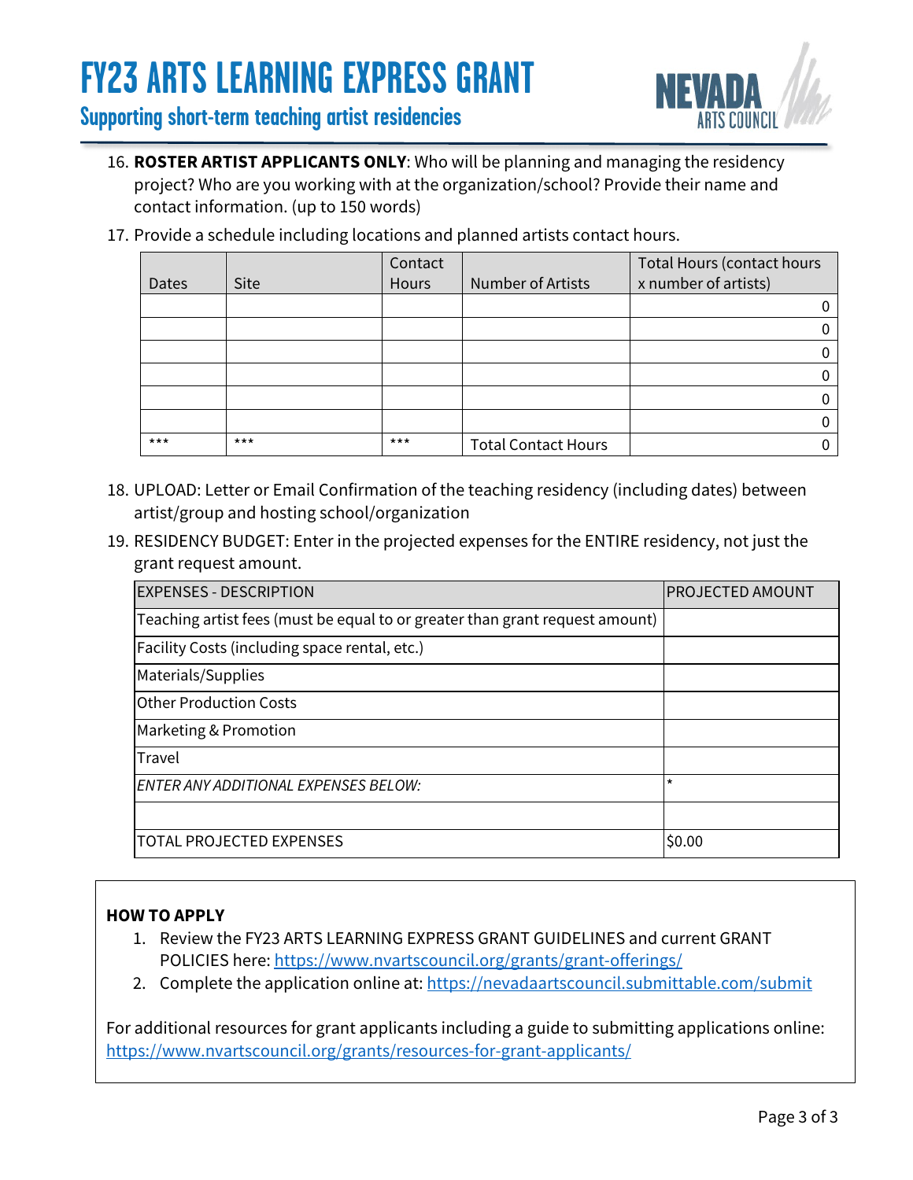# FY23 ARTS LEARNING EXPRESS GRANT

## Supporting short-term teaching artist residencies

16. **ROSTER ARTIST APPLICANTS ONLY**: Who will be planning and managing the residency project? Who are you working with at the organization/school? Provide their name and contact information. (up to 150 words)

17. Provide a schedule including locations and planned artists contact hours.

| Dates | Site | Contact Hours | Number of Artists | Total Hours (contact hours x number of artists) |
|---|---|---|---|---|
| | | | | 0 |
| | | | | 0 |
| | | | | 0 |
| | | | | 0 |
| | | | | 0 |
| | | | | 0 |
| *** | *** | *** | Total Contact Hours | 0 |

18. UPLOAD: Letter or Email Confirmation of the teaching residency (including dates) between artist/group and hosting school/organization

19. RESIDENCY BUDGET: Enter in the projected expenses for the ENTIRE residency, not just the grant request amount.

| EXPENSES - DESCRIPTION | PROJECTED AMOUNT |
|---|---|
| Teaching artist fees (must be equal to or greater than grant request amount) | |
| Facility Costs (including space rental, etc.) | |
| Materials/Supplies | |
| Other Production Costs | |
| Marketing & Promotion | |
| Travel | |
| *ENTER ANY ADDITIONAL EXPENSES BELOW:* | * |
| | |
| TOTAL PROJECTED EXPENSES | $0.00 |

**HOW TO APPLY**

1. Review the FY23 ARTS LEARNING EXPRESS GRANT GUIDELINES and current GRANT POLICIES here: https://www.nvartscouncil.org/grants/grant-offerings/
2. Complete the application online at: https://nevadaartscouncil.submittable.com/submit

For additional resources for grant applicants including a guide to submitting applications online: https://www.nvartscouncil.org/grants/resources-for-grant-applicants/